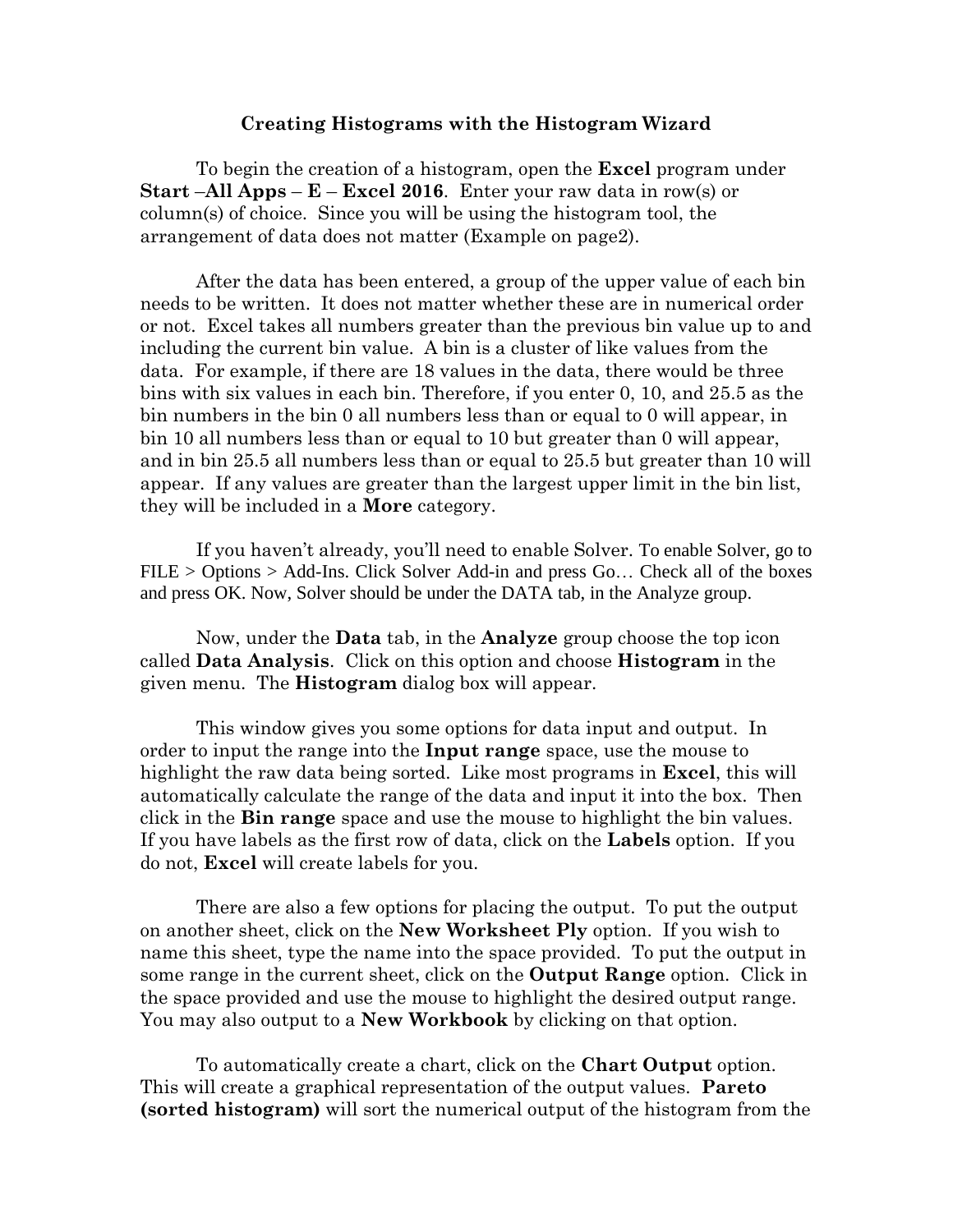## Creating Histograms with the Histogram Wizard

To begin the creation of a histogram, open the **Excel** program under **Start** –**All Apps** – **E** – **Excel 2016**. Enter your raw data in row(s) or column(s) of choice. Since you will be using the histogram tool, the arrangement of data does not matter (Example on page2).

After the data has been entered, a group of the upper value of each bin needs to be written. It does not matter whether these are in numerical order or not. Excel takes all numbers greater than the previous bin value up to and including the current bin value. A bin is a cluster of like values from the data. For example, if there are 18 values in the data, there would be three bins with six values in each bin. Therefore, if you enter 0, 10, and 25.5 as the bin numbers in the bin 0 all numbers less than or equal to 0 will appear, in bin 10 all numbers less than or equal to 10 but greater than 0 will appear, and in bin 25.5 all numbers less than or equal to 25.5 but greater than 10 will appear. If any values are greater than the largest upper limit in the bin list, they will be included in a **More** category.

If you haven't already, you'll need to enable Solver. To enable Solver, go to FILE > Options > Add-Ins. Click Solver Add-in and press Go… Check all of the boxes and press OK. Now, Solver should be under the DATA tab, in the Analyze group.

Now, under the **Data** tab, in the **Analyze** group choose the top icon called **Data Analysis**. Click on this option and choose **Histogram** in the given menu. The **Histogram** dialog box will appear.

This window gives you some options for data input and output. In order to input the range into the **Input range** space, use the mouse to highlight the raw data being sorted. Like most programs in **Excel**, this will automatically calculate the range of the data and input it into the box. Then click in the **Bin range** space and use the mouse to highlight the bin values. If you have labels as the first row of data, click on the **Labels** option. If you do not, **Excel** will create labels for you.

There are also a few options for placing the output. To put the output on another sheet, click on the **New Worksheet Ply** option. If you wish to name this sheet, type the name into the space provided. To put the output in some range in the current sheet, click on the **Output Range** option. Click in the space provided and use the mouse to highlight the desired output range. You may also output to a **New Workbook** by clicking on that option.

To automatically create a chart, click on the **Chart Output** option. This will create a graphical representation of the output values. **Pareto (sorted histogram)** will sort the numerical output of the histogram from the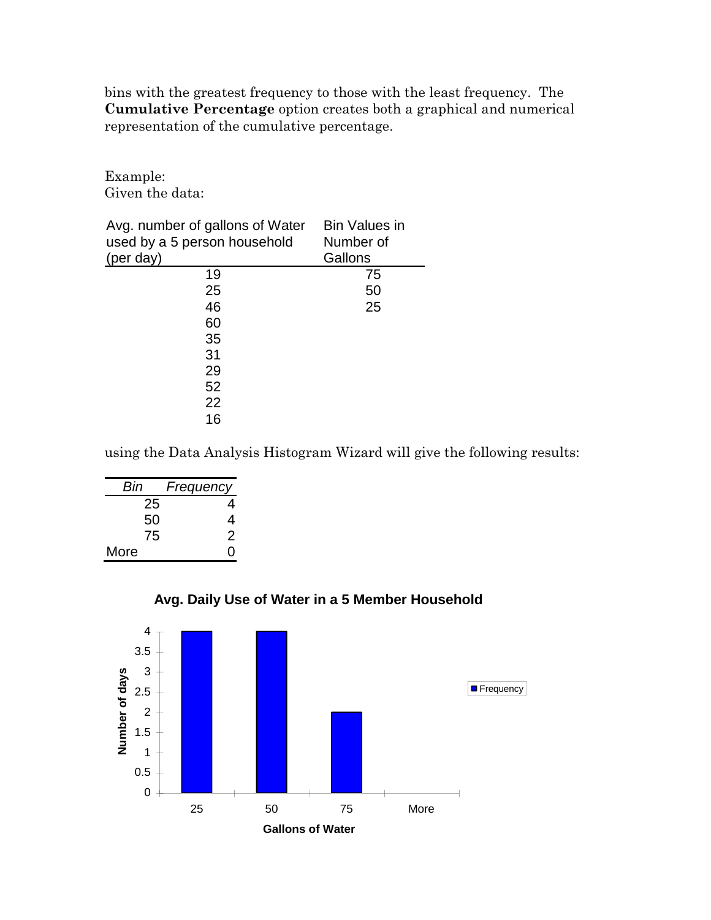bins with the greatest frequency to those with the least frequency. The **Cumulative Percentage** option creates both a graphical and numerical representation of the cumulative percentage.

Example:
Given the data:

| Avg. number of gallons of Water used by a 5 person household (per day) | Bin Values in Number of Gallons |
|---|---|
| 19 | 75 |
| 25 | 50 |
| 46 | 25 |
| 60 | |
| 35 | |
| 31 | |
| 29 | |
| 52 | |
| 22 | |
| 16 | |

using the Data Analysis Histogram Wizard will give the following results:

| *Bin* | *Frequency* |
|---|---|
| 25 | 4 |
| 50 | 4 |
| 75 | 2 |
| More | 0 |

**Avg. Daily Use of Water in a 5 Member Household**

Number of days

4
3.5
3
2.5
2
1.5
1
0.5
0

25
50
75
More

**Gallons of Water**

Frequency